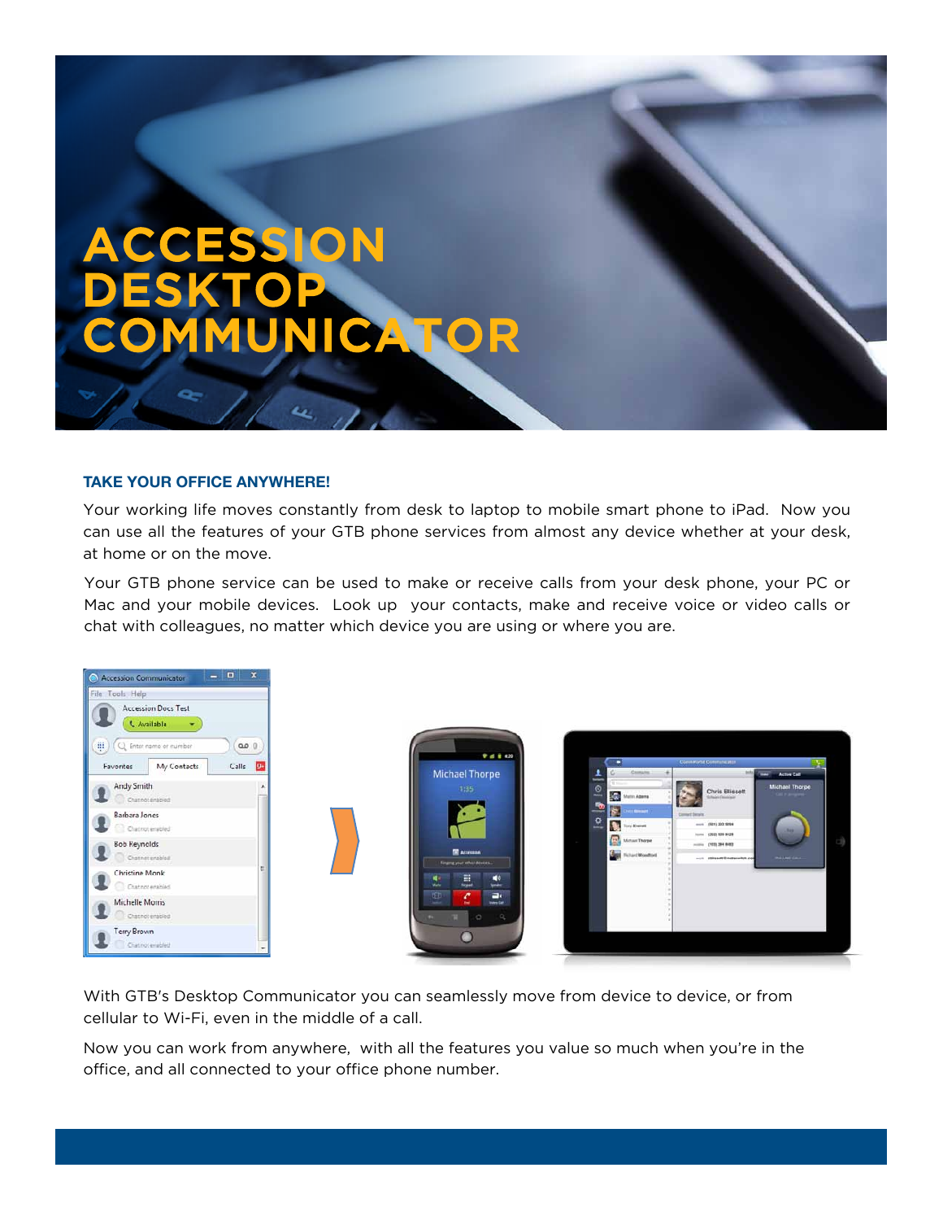# ACCESSION DESKTOP COMMUNICATOR

### TAKE YOUR OFFICE ANYWHERE!

Your working life moves constantly from desk to laptop to mobile smart phone to iPad. Now you can use all the features of your GTB phone services from almost any device whether at your desk, at home or on the move.

Your GTB phone service can be used to make or receive calls from your desk phone, your PC or Mac and your mobile devices. Look up your contacts, make and receive voice or video calls or chat with colleagues, no matter which device you are using or where you are.

With GTB's Desktop Communicator you can seamlessly move from device to device, or from cellular to Wi-Fi, even in the middle of a call.

Now you can work from anywhere, with all the features you value so much when you're in the office, and all connected to your office phone number.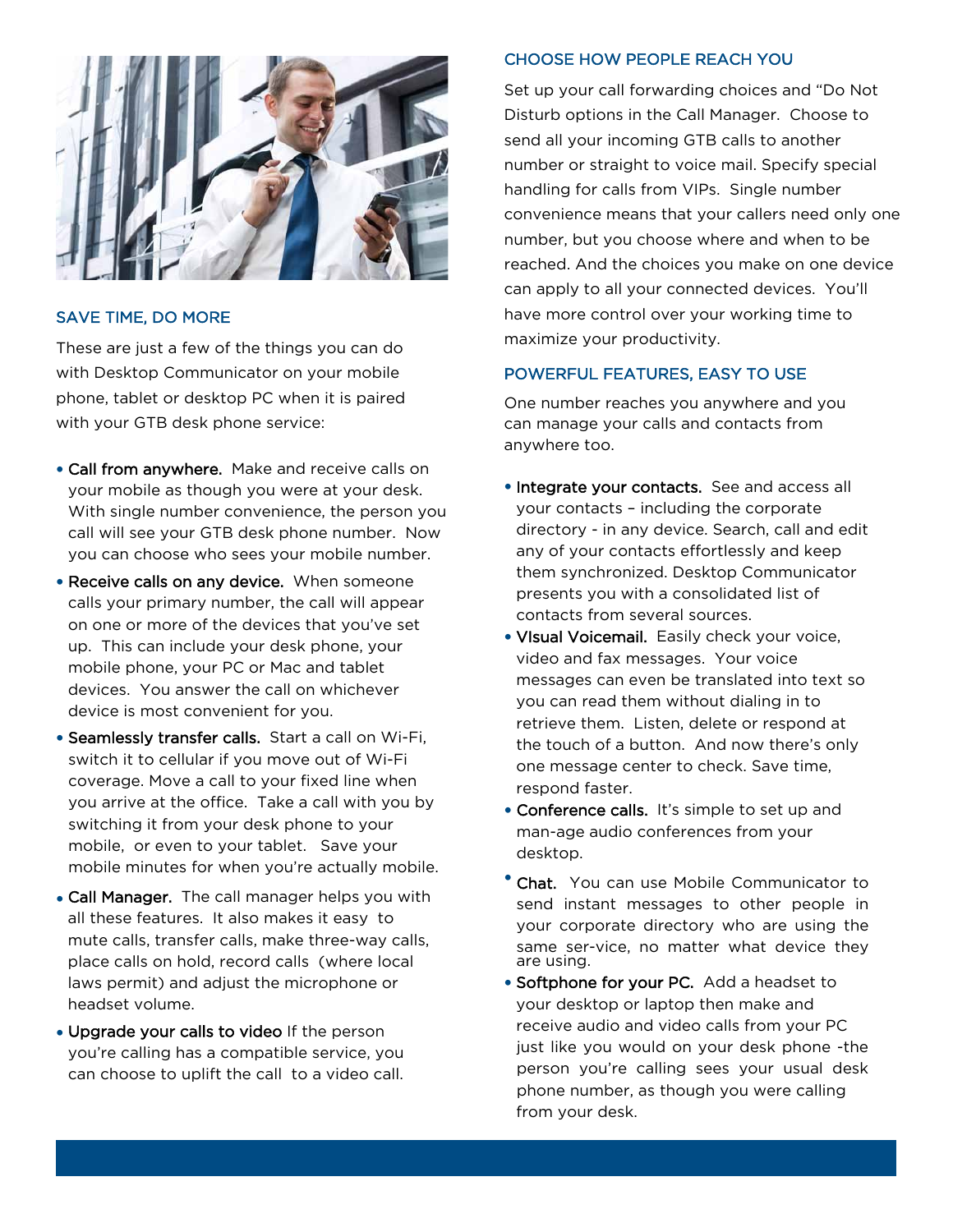## SAVE TIME, DO MORE

These are just a few of the things you can do with Desktop Communicator on your mobile phone, tablet or desktop PC when it is paired with your GTB desk phone service:

- **Call from anywhere.** Make and receive calls on your mobile as though you were at your desk. With single number convenience, the person you call will see your GTB desk phone number. Now you can choose who sees your mobile number.
- **Receive calls on any device.** When someone calls your primary number, the call will appear on one or more of the devices that you've set up. This can include your desk phone, your mobile phone, your PC or Mac and tablet devices. You answer the call on whichever device is most convenient for you.
- **Seamlessly transfer calls.** Start a call on Wi-Fi, switch it to cellular if you move out of Wi-Fi coverage. Move a call to your fixed line when you arrive at the office. Take a call with you by switching it from your desk phone to your mobile, or even to your tablet. Save your mobile minutes for when you're actually mobile.
- **Call Manager.** The call manager helps you with all these features. It also makes it easy to mute calls, transfer calls, make three-way calls, place calls on hold, record calls (where local laws permit) and adjust the microphone or headset volume.
- **Upgrade your calls to video** If the person you're calling has a compatible service, you can choose to uplift the call to a video call.

## CHOOSE HOW PEOPLE REACH YOU

Set up your call forwarding choices and "Do Not Disturb options in the Call Manager. Choose to send all your incoming GTB calls to another number or straight to voice mail. Specify special handling for calls from VIPs. Single number convenience means that your callers need only one number, but you choose where and when to be reached. And the choices you make on one device can apply to all your connected devices. You'll have more control over your working time to maximize your productivity.

## POWERFUL FEATURES, EASY TO USE

One number reaches you anywhere and you can manage your calls and contacts from anywhere too.

- **Integrate your contacts.** See and access all your contacts – including the corporate directory - in any device. Search, call and edit any of your contacts effortlessly and keep them synchronized. Desktop Communicator presents you with a consolidated list of contacts from several sources.
- **VIsual Voicemail.** Easily check your voice, video and fax messages. Your voice messages can even be translated into text so you can read them without dialing in to retrieve them. Listen, delete or respond at the touch of a button. And now there's only one message center to check. Save time, respond faster.
- **Conference calls.** It's simple to set up and man-age audio conferences from your desktop.
- **Chat.** You can use Mobile Communicator to send instant messages to other people in your corporate directory who are using the same ser-vice, no matter what device they are using.
- **Softphone for your PC.** Add a headset to your desktop or laptop then make and receive audio and video calls from your PC just like you would on your desk phone -the person you're calling sees your usual desk phone number, as though you were calling from your desk.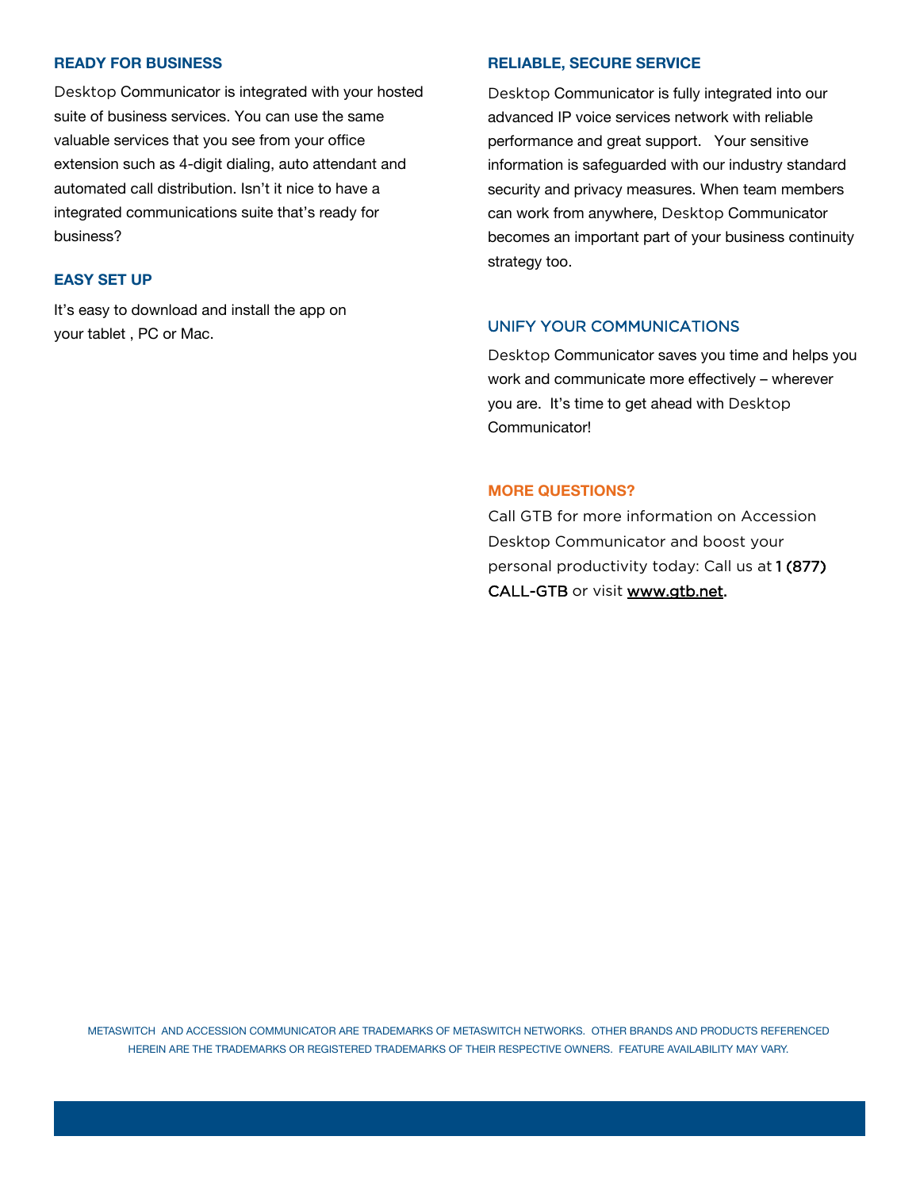## READY FOR BUSINESS

Desktop Communicator is integrated with your hosted suite of business services. You can use the same valuable services that you see from your office extension such as 4-digit dialing, auto attendant and automated call distribution. Isn't it nice to have a integrated communications suite that's ready for business?

## EASY SET UP

It's easy to download and install the app on your tablet , PC or Mac.

## RELIABLE, SECURE SERVICE

Desktop Communicator is fully integrated into our advanced IP voice services network with reliable performance and great support. Your sensitive information is safeguarded with our industry standard security and privacy measures. When team members can work from anywhere, Desktop Communicator becomes an important part of your business continuity strategy too.

## UNIFY YOUR COMMUNICATIONS

Desktop Communicator saves you time and helps you work and communicate more effectively – wherever you are. It's time to get ahead with Desktop Communicator!

## MORE QUESTIONS?

Call GTB for more information on Accession Desktop Communicator and boost your personal productivity today: Call us at 1 (877) CALL-GTB or visit www.gtb.net.

METASWITCH AND ACCESSION COMMUNICATOR ARE TRADEMARKS OF METASWITCH NETWORKS. OTHER BRANDS AND PRODUCTS REFERENCED HEREIN ARE THE TRADEMARKS OR REGISTERED TRADEMARKS OF THEIR RESPECTIVE OWNERS. FEATURE AVAILABILITY MAY VARY.